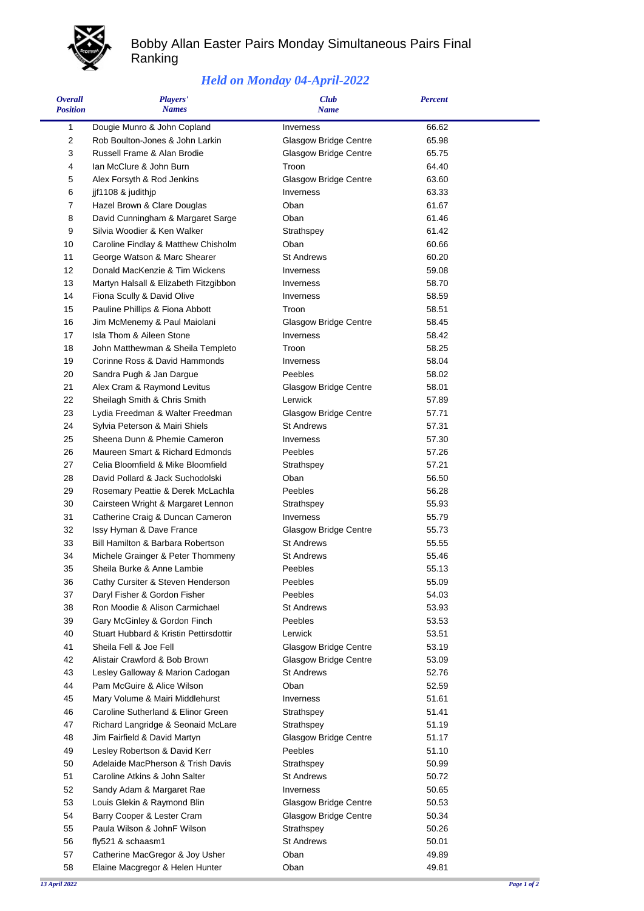# Bobby Allan Easter Pairs Monday Simultaneous Pairs Final Ranking

## *Held on Monday 04-April-2022*

| *Overall Position* | *Players' Names* | *Club Name* | *Percent* |
|---|---|---|---|
| 1 | Dougie Munro & John Copland | Inverness | 66.62 |
| 2 | Rob Boulton-Jones & John Larkin | Glasgow Bridge Centre | 65.98 |
| 3 | Russell Frame & Alan Brodie | Glasgow Bridge Centre | 65.75 |
| 4 | Ian McClure & John Burn | Troon | 64.40 |
| 5 | Alex Forsyth & Rod Jenkins | Glasgow Bridge Centre | 63.60 |
| 6 | jjf1108 & judithjp | Inverness | 63.33 |
| 7 | Hazel Brown & Clare Douglas | Oban | 61.67 |
| 8 | David Cunningham & Margaret Sarge | Oban | 61.46 |
| 9 | Silvia Woodier & Ken Walker | Strathspey | 61.42 |
| 10 | Caroline Findlay & Matthew Chisholm | Oban | 60.66 |
| 11 | George Watson & Marc Shearer | St Andrews | 60.20 |
| 12 | Donald MacKenzie & Tim Wickens | Inverness | 59.08 |
| 13 | Martyn Halsall & Elizabeth Fitzgibbon | Inverness | 58.70 |
| 14 | Fiona Scully & David Olive | Inverness | 58.59 |
| 15 | Pauline Phillips & Fiona Abbott | Troon | 58.51 |
| 16 | Jim McMenemy & Paul Maiolani | Glasgow Bridge Centre | 58.45 |
| 17 | Isla Thom & Aileen Stone | Inverness | 58.42 |
| 18 | John Matthewman & Sheila Templeto | Troon | 58.25 |
| 19 | Corinne Ross & David Hammonds | Inverness | 58.04 |
| 20 | Sandra Pugh & Jan Dargue | Peebles | 58.02 |
| 21 | Alex Cram & Raymond Levitus | Glasgow Bridge Centre | 58.01 |
| 22 | Sheilagh Smith & Chris Smith | Lerwick | 57.89 |
| 23 | Lydia Freedman & Walter Freedman | Glasgow Bridge Centre | 57.71 |
| 24 | Sylvia Peterson & Mairi Shiels | St Andrews | 57.31 |
| 25 | Sheena Dunn & Phemie Cameron | Inverness | 57.30 |
| 26 | Maureen Smart & Richard Edmonds | Peebles | 57.26 |
| 27 | Celia Bloomfield & Mike Bloomfield | Strathspey | 57.21 |
| 28 | David Pollard & Jack Suchodolski | Oban | 56.50 |
| 29 | Rosemary Peattie & Derek McLachla | Peebles | 56.28 |
| 30 | Cairsteen Wright & Margaret Lennon | Strathspey | 55.93 |
| 31 | Catherine Craig & Duncan Cameron | Inverness | 55.79 |
| 32 | Issy Hyman & Dave France | Glasgow Bridge Centre | 55.73 |
| 33 | Bill Hamilton & Barbara Robertson | St Andrews | 55.55 |
| 34 | Michele Grainger & Peter Thommeny | St Andrews | 55.46 |
| 35 | Sheila Burke & Anne Lambie | Peebles | 55.13 |
| 36 | Cathy Cursiter & Steven Henderson | Peebles | 55.09 |
| 37 | Daryl Fisher & Gordon Fisher | Peebles | 54.03 |
| 38 | Ron Moodie & Alison Carmichael | St Andrews | 53.93 |
| 39 | Gary McGinley & Gordon Finch | Peebles | 53.53 |
| 40 | Stuart Hubbard & Kristin Pettirsdottir | Lerwick | 53.51 |
| 41 | Sheila Fell & Joe Fell | Glasgow Bridge Centre | 53.19 |
| 42 | Alistair Crawford & Bob Brown | Glasgow Bridge Centre | 53.09 |
| 43 | Lesley Galloway & Marion Cadogan | St Andrews | 52.76 |
| 44 | Pam McGuire & Alice Wilson | Oban | 52.59 |
| 45 | Mary Volume & Mairi Middlehurst | Inverness | 51.61 |
| 46 | Caroline Sutherland & Elinor Green | Strathspey | 51.41 |
| 47 | Richard Langridge & Seonaid McLare | Strathspey | 51.19 |
| 48 | Jim Fairfield & David Martyn | Glasgow Bridge Centre | 51.17 |
| 49 | Lesley Robertson & David Kerr | Peebles | 51.10 |
| 50 | Adelaide MacPherson & Trish Davis | Strathspey | 50.99 |
| 51 | Caroline Atkins & John Salter | St Andrews | 50.72 |
| 52 | Sandy Adam & Margaret Rae | Inverness | 50.65 |
| 53 | Louis Glekin & Raymond Blin | Glasgow Bridge Centre | 50.53 |
| 54 | Barry Cooper & Lester Cram | Glasgow Bridge Centre | 50.34 |
| 55 | Paula Wilson & JohnF Wilson | Strathspey | 50.26 |
| 56 | fly521 & schaasm1 | St Andrews | 50.01 |
| 57 | Catherine MacGregor & Joy Usher | Oban | 49.89 |
| 58 | Elaine Macgregor & Helen Hunter | Oban | 49.81 |

*13 April 2022*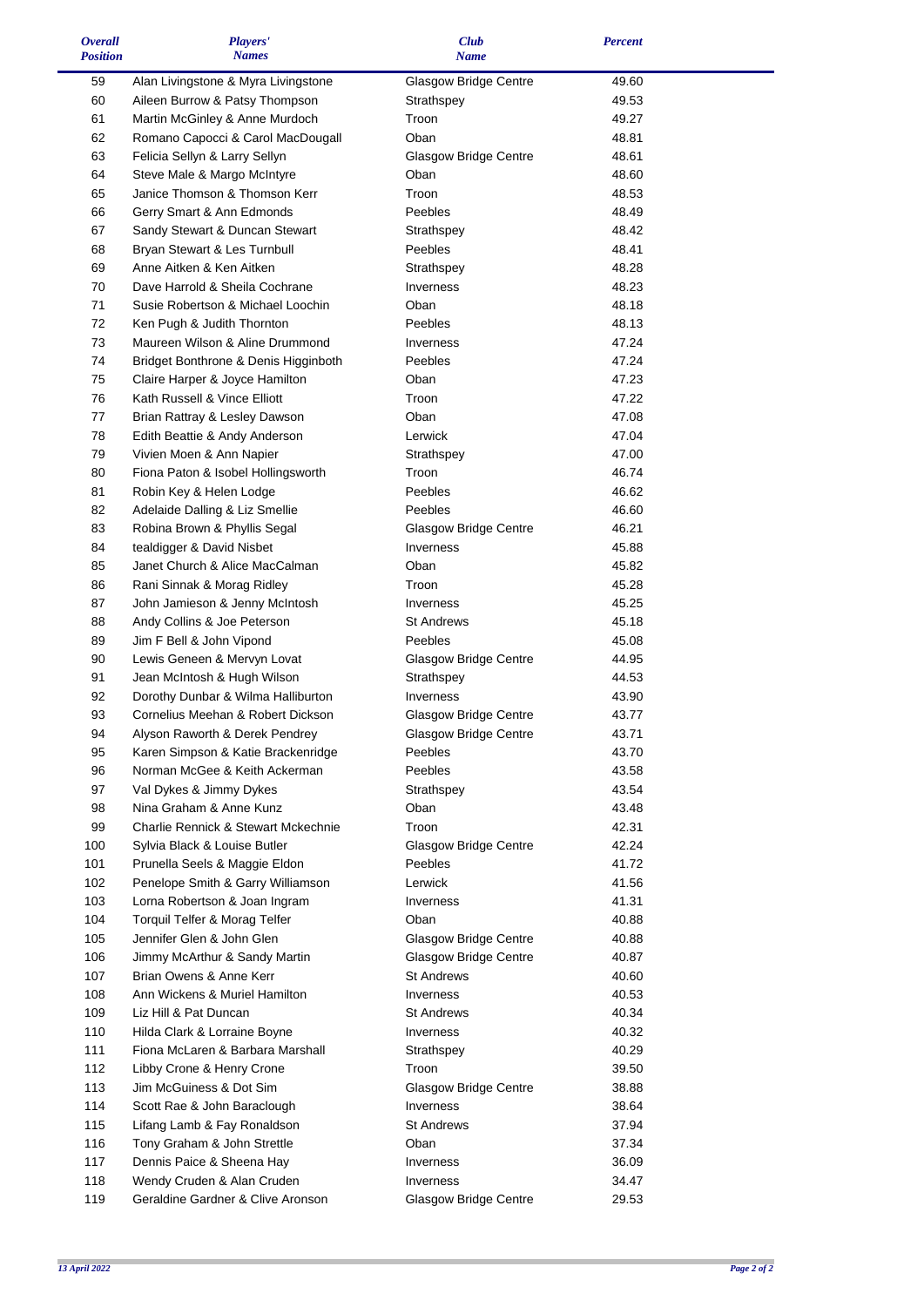| Overall Position | Players' Names | Club Name | Percent |
|---|---|---|---|
| 59 | Alan Livingstone & Myra Livingstone | Glasgow Bridge Centre | 49.60 |
| 60 | Aileen Burrow & Patsy Thompson | Strathspey | 49.53 |
| 61 | Martin McGinley & Anne Murdoch | Troon | 49.27 |
| 62 | Romano Capocci & Carol MacDougall | Oban | 48.81 |
| 63 | Felicia Sellyn & Larry Sellyn | Glasgow Bridge Centre | 48.61 |
| 64 | Steve Male & Margo McIntyre | Oban | 48.60 |
| 65 | Janice Thomson & Thomson Kerr | Troon | 48.53 |
| 66 | Gerry Smart & Ann Edmonds | Peebles | 48.49 |
| 67 | Sandy Stewart & Duncan Stewart | Strathspey | 48.42 |
| 68 | Bryan Stewart & Les Turnbull | Peebles | 48.41 |
| 69 | Anne Aitken & Ken Aitken | Strathspey | 48.28 |
| 70 | Dave Harrold & Sheila Cochrane | Inverness | 48.23 |
| 71 | Susie Robertson & Michael Loochin | Oban | 48.18 |
| 72 | Ken Pugh & Judith Thornton | Peebles | 48.13 |
| 73 | Maureen Wilson & Aline Drummond | Inverness | 47.24 |
| 74 | Bridget Bonthrone & Denis Higginboth | Peebles | 47.24 |
| 75 | Claire Harper & Joyce Hamilton | Oban | 47.23 |
| 76 | Kath Russell & Vince Elliott | Troon | 47.22 |
| 77 | Brian Rattray & Lesley Dawson | Oban | 47.08 |
| 78 | Edith Beattie & Andy Anderson | Lerwick | 47.04 |
| 79 | Vivien Moen & Ann Napier | Strathspey | 47.00 |
| 80 | Fiona Paton & Isobel Hollingsworth | Troon | 46.74 |
| 81 | Robin Key & Helen Lodge | Peebles | 46.62 |
| 82 | Adelaide Dalling & Liz Smellie | Peebles | 46.60 |
| 83 | Robina Brown & Phyllis Segal | Glasgow Bridge Centre | 46.21 |
| 84 | tealdigger & David Nisbet | Inverness | 45.88 |
| 85 | Janet Church & Alice MacCalman | Oban | 45.82 |
| 86 | Rani Sinnak & Morag Ridley | Troon | 45.28 |
| 87 | John Jamieson & Jenny McIntosh | Inverness | 45.25 |
| 88 | Andy Collins & Joe Peterson | St Andrews | 45.18 |
| 89 | Jim F Bell & John Vipond | Peebles | 45.08 |
| 90 | Lewis Geneen & Mervyn Lovat | Glasgow Bridge Centre | 44.95 |
| 91 | Jean McIntosh & Hugh Wilson | Strathspey | 44.53 |
| 92 | Dorothy Dunbar & Wilma Halliburton | Inverness | 43.90 |
| 93 | Cornelius Meehan & Robert Dickson | Glasgow Bridge Centre | 43.77 |
| 94 | Alyson Raworth & Derek Pendrey | Glasgow Bridge Centre | 43.71 |
| 95 | Karen Simpson & Katie Brackenridge | Peebles | 43.70 |
| 96 | Norman McGee & Keith Ackerman | Peebles | 43.58 |
| 97 | Val Dykes & Jimmy Dykes | Strathspey | 43.54 |
| 98 | Nina Graham & Anne Kunz | Oban | 43.48 |
| 99 | Charlie Rennick & Stewart Mckechnie | Troon | 42.31 |
| 100 | Sylvia Black & Louise Butler | Glasgow Bridge Centre | 42.24 |
| 101 | Prunella Seels & Maggie Eldon | Peebles | 41.72 |
| 102 | Penelope Smith & Garry Williamson | Lerwick | 41.56 |
| 103 | Lorna Robertson & Joan Ingram | Inverness | 41.31 |
| 104 | Torquil Telfer & Morag Telfer | Oban | 40.88 |
| 105 | Jennifer Glen & John Glen | Glasgow Bridge Centre | 40.88 |
| 106 | Jimmy McArthur & Sandy Martin | Glasgow Bridge Centre | 40.87 |
| 107 | Brian Owens & Anne Kerr | St Andrews | 40.60 |
| 108 | Ann Wickens & Muriel Hamilton | Inverness | 40.53 |
| 109 | Liz Hill & Pat Duncan | St Andrews | 40.34 |
| 110 | Hilda Clark & Lorraine Boyne | Inverness | 40.32 |
| 111 | Fiona McLaren & Barbara Marshall | Strathspey | 40.29 |
| 112 | Libby Crone & Henry Crone | Troon | 39.50 |
| 113 | Jim McGuiness & Dot Sim | Glasgow Bridge Centre | 38.88 |
| 114 | Scott Rae & John Baraclough | Inverness | 38.64 |
| 115 | Lifang Lamb & Fay Ronaldson | St Andrews | 37.94 |
| 116 | Tony Graham & John Strettle | Oban | 37.34 |
| 117 | Dennis Paice & Sheena Hay | Inverness | 36.09 |
| 118 | Wendy Cruden & Alan Cruden | Inverness | 34.47 |
| 119 | Geraldine Gardner & Clive Aronson | Glasgow Bridge Centre | 29.53 |

*13 April 2022*